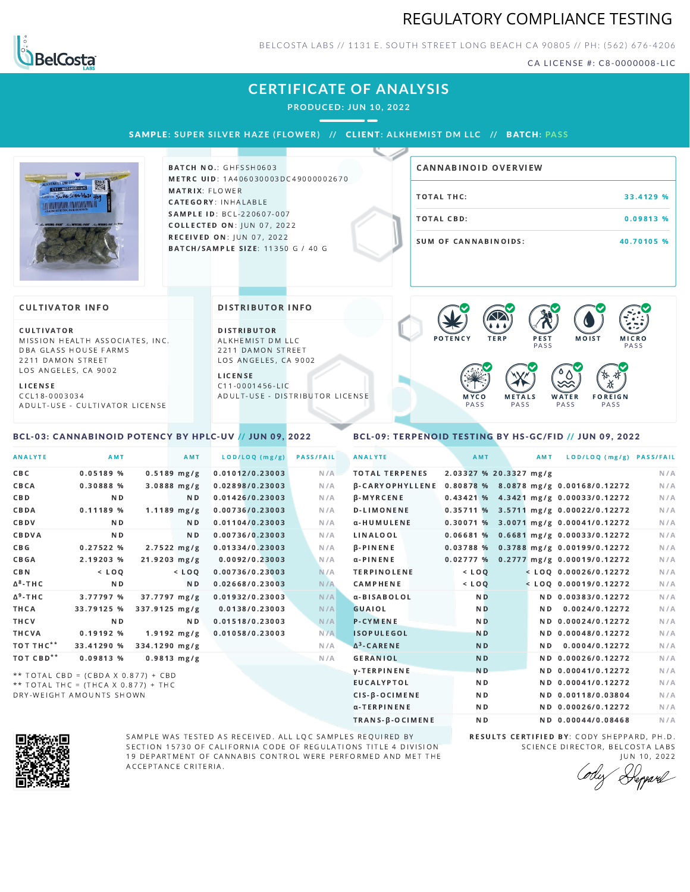# REGULATORY COMPLIANCE TESTING

BELCOSTA LABS // 1131 E. SOUTH STREET LONG BEACH CA 90805 // PH: (562) 676-4206

CA LICENSE #: C8-0000008-LIC

## CERTIFICATE OF ANALYSIS

**PRODUCED: JUN 10, 2022**

**SAMPLE:** SUPER SILVER HAZE (FLOWER) // **CLIENT:** ALKHEMIST DM LLC // **BATCH:** PASS

**BATCH NO.:** GHFSSH0603
**METRC UID:** 1A406030003DC49000002670
**MATRIX:** FLOWER
**CATEGORY:** INHALABLE
**SAMPLE ID:** BCL-220607-007
**COLLECTED ON:** JUN 07, 2022
**RECEIVED ON:** JUN 07, 2022
**BATCH/SAMPLE SIZE:** 11350 G / 40 G

### CANNABINOID OVERVIEW

| | |
|---|---|
| TOTAL THC: | 33.4129 % |
| TOTAL CBD: | 0.09813 % |
| SUM OF CANNABINOIDS: | 40.70105 % |

### CULTIVATOR INFO

**CULTIVATOR**
MISSION HEALTH ASSOCIATES, INC.
DBA GLASS HOUSE FARMS
2211 DAMON STREET
LOS ANGELES, CA 9002

**LICENSE**
CCL18-0003034
ADULT-USE - CULTIVATOR LICENSE

### DISTRIBUTOR INFO

**DISTRIBUTOR**
ALKHEMIST DM LLC
2211 DAMON STREET
LOS ANGELES, CA 9002

**LICENSE**
C11-0001456-LIC
ADULT-USE - DISTRIBUTOR LICENSE

POTENCY | TERP | PEST PASS | MOIST | MICRO PASS | MYCO PASS | METALS PASS | WATER PASS | FOREIGN PASS

### BCL-03: CANNABINOID POTENCY BY HPLC-UV // JUN 09, 2022

| ANALYTE | AMT | AMT | LOD/LOQ (mg/g) | PASS/FAIL |
|---|---|---|---|---|
| CBC | 0.05189 % | 0.5189 mg/g | 0.01012/0.23003 | N/A |
| CBCA | 0.30888 % | 3.0888 mg/g | 0.02898/0.23003 | N/A |
| CBD | ND | ND | 0.01426/0.23003 | N/A |
| CBDA | 0.11189 % | 1.1189 mg/g | 0.00736/0.23003 | N/A |
| CBDV | ND | ND | 0.01104/0.23003 | N/A |
| CBDVA | ND | ND | 0.00736/0.23003 | N/A |
| CBG | 0.27522 % | 2.7522 mg/g | 0.01334/0.23003 | N/A |
| CBGA | 2.19203 % | 21.9203 mg/g | 0.0092/0.23003 | N/A |
| CBN | < LOQ | < LOQ | 0.00736/0.23003 | N/A |
| $\Delta^8$-THC | ND | ND | 0.02668/0.23003 | N/A |
| $\Delta^9$-THC | 3.77797 % | 37.7797 mg/g | 0.01932/0.23003 | N/A |
| THCA | 33.79125 % | 337.9125 mg/g | 0.0138/0.23003 | N/A |
| THCV | ND | ND | 0.01518/0.23003 | N/A |
| THCVA | 0.19192 % | 1.9192 mg/g | 0.01058/0.23003 | N/A |
| TOT THC** | 33.41290 % | 334.1290 mg/g | | N/A |
| TOT CBD** | 0.09813 % | 0.9813 mg/g | | N/A |

** TOTAL CBD = (CBDA X 0.877) + CBD
** TOTAL THC = (THCA X 0.877) + THC
DRY-WEIGHT AMOUNTS SHOWN

### BCL-09: TERPENOID TESTING BY HS-GC/FID // JUN 09, 2022

| ANALYTE | AMT | AMT | LOD/LOQ (mg/g) | PASS/FAIL |
|---|---|---|---|---|
| TOTAL TERPENES | 2.03327 % | 20.3327 mg/g | | N/A |
| β-CARYOPHYLLENE | 0.80878 % | 8.0878 mg/g | 0.00168/0.12272 | N/A |
| β-MYRCENE | 0.43421 % | 4.3421 mg/g | 0.00033/0.12272 | N/A |
| D-LIMONENE | 0.35711 % | 3.5711 mg/g | 0.00022/0.12272 | N/A |
| α-HUMULENE | 0.30071 % | 3.0071 mg/g | 0.00041/0.12272 | N/A |
| LINALOOL | 0.06681 % | 0.6681 mg/g | 0.00033/0.12272 | N/A |
| β-PINENE | 0.03788 % | 0.3788 mg/g | 0.00199/0.12272 | N/A |
| α-PINENE | 0.02777 % | 0.2777 mg/g | 0.00019/0.12272 | N/A |
| TERPINOLENE | < LOQ | < LOQ | 0.00026/0.12272 | N/A |
| CAMPHENE | < LOQ | < LOQ | 0.00019/0.12272 | N/A |
| α-BISABOLOL | ND | ND | 0.00383/0.12272 | N/A |
| GUAIOL | ND | ND | 0.0024/0.12272 | N/A |
| P-CYMENE | ND | ND | 0.00024/0.12272 | N/A |
| ISOPULEGOL | ND | ND | 0.00048/0.12272 | N/A |
| $\Delta^3$-CARENE | ND | ND | 0.0004/0.12272 | N/A |
| GERANIOL | ND | ND | 0.00026/0.12272 | N/A |
| γ-TERPINENE | ND | ND | 0.00041/0.12272 | N/A |
| EUCALYPTOL | ND | ND | 0.00041/0.12272 | N/A |
| CIS-β-OCIMENE | ND | ND | 0.00118/0.03804 | N/A |
| α-TERPINENE | ND | ND | 0.00026/0.12272 | N/A |
| TRANS-β-OCIMENE | ND | ND | 0.00044/0.08468 | N/A |

SAMPLE WAS TESTED AS RECEIVED. ALL LQC SAMPLES REQUIRED BY SECTION 15730 OF CALIFORNIA CODE OF REGULATIONS TITLE 4 DIVISION 19 DEPARTMENT OF CANNABIS CONTROL WERE PERFORMED AND MET THE ACCEPTANCE CRITERIA.

**RESULTS CERTIFIED BY:** CODY SHEPPARD, PH.D.
SCIENCE DIRECTOR, BELCOSTA LABS
JUN 10, 2022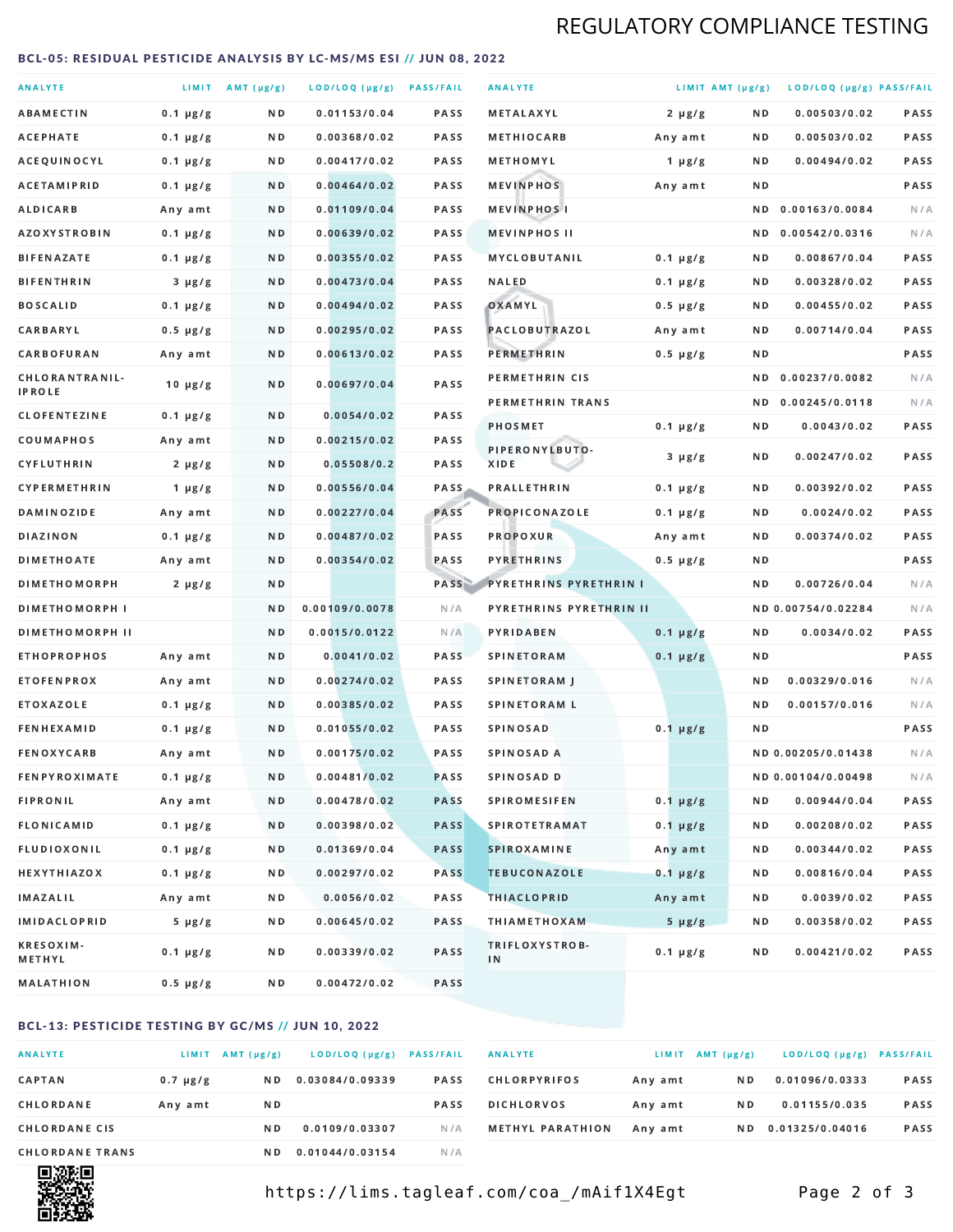## REGULATORY COMPLIANCE TESTING

### BCL-05: RESIDUAL PESTICIDE ANALYSIS BY LC-MS/MS ESI // JUN 08, 2022

| ANALYTE | LIMIT | AMT (μg/g) | LOD/LOQ (μg/g) | PASS/FAIL |
|---|---|---|---|---|
| ABAMECTIN | 0.1 μg/g | ND | 0.01153/0.04 | PASS |
| ACEPHATE | 0.1 μg/g | ND | 0.00368/0.02 | PASS |
| ACEQUINOCYL | 0.1 μg/g | ND | 0.00417/0.02 | PASS |
| ACETAMIPRID | 0.1 μg/g | ND | 0.00464/0.02 | PASS |
| ALDICARB | Any amt | ND | 0.01109/0.04 | PASS |
| AZOXYSTROBIN | 0.1 μg/g | ND | 0.00639/0.02 | PASS |
| BIFENAZATE | 0.1 μg/g | ND | 0.00355/0.02 | PASS |
| BIFENTHRIN | 3 μg/g | ND | 0.00473/0.04 | PASS |
| BOSCALID | 0.1 μg/g | ND | 0.00494/0.02 | PASS |
| CARBARYL | 0.5 μg/g | ND | 0.00295/0.02 | PASS |
| CARBOFURAN | Any amt | ND | 0.00613/0.02 | PASS |
| CHLORANTRANILIPROLE | 10 μg/g | ND | 0.00697/0.04 | PASS |
| CLOFENTEZINE | 0.1 μg/g | ND | 0.0054/0.02 | PASS |
| COUMAPHOS | Any amt | ND | 0.00215/0.02 | PASS |
| CYFLUTHRIN | 2 μg/g | ND | 0.05508/0.2 | PASS |
| CYPERMETHRIN | 1 μg/g | ND | 0.00556/0.04 | PASS |
| DAMINOZIDE | Any amt | ND | 0.00227/0.04 | PASS |
| DIAZINON | 0.1 μg/g | ND | 0.00487/0.02 | PASS |
| DIMETHOATE | Any amt | ND | 0.00354/0.02 | PASS |
| DIMETHOMORPH | 2 μg/g | ND | | PASS |
| DIMETHOMORPH I | | ND | 0.00109/0.0078 | N/A |
| DIMETHOMORPH II | | ND | 0.0015/0.0122 | N/A |
| ETHOPROPHOS | Any amt | ND | 0.0041/0.02 | PASS |
| ETOFENPROX | Any amt | ND | 0.00274/0.02 | PASS |
| ETOXAZOLE | 0.1 μg/g | ND | 0.00385/0.02 | PASS |
| FENHEXAMID | 0.1 μg/g | ND | 0.01055/0.02 | PASS |
| FENOXYCARB | Any amt | ND | 0.00175/0.02 | PASS |
| FENPYROXIMATE | 0.1 μg/g | ND | 0.00481/0.02 | PASS |
| FIPRONIL | Any amt | ND | 0.00478/0.02 | PASS |
| FLONICAMID | 0.1 μg/g | ND | 0.00398/0.02 | PASS |
| FLUDIOXONIL | 0.1 μg/g | ND | 0.01369/0.04 | PASS |
| HEXYTHIAZOX | 0.1 μg/g | ND | 0.00297/0.02 | PASS |
| IMAZALIL | Any amt | ND | 0.0056/0.02 | PASS |
| IMIDACLOPRID | 5 μg/g | ND | 0.00645/0.02 | PASS |
| KRESOXIM-METHYL | 0.1 μg/g | ND | 0.00339/0.02 | PASS |
| MALATHION | 0.5 μg/g | ND | 0.00472/0.02 | PASS |
| METALAXYL | 2 μg/g | ND | 0.00503/0.02 | PASS |
| METHIOCARB | Any amt | ND | 0.00503/0.02 | PASS |
| METHOMYL | 1 μg/g | ND | 0.00494/0.02 | PASS |
| MEVINPHOS | Any amt | ND | | PASS |
| MEVINPHOS I | | ND | 0.00163/0.0084 | N/A |
| MEVINPHOS II | | ND | 0.00542/0.0316 | N/A |
| MYCLOBUTANIL | 0.1 μg/g | ND | 0.00867/0.04 | PASS |
| NALED | 0.1 μg/g | ND | 0.00328/0.02 | PASS |
| OXAMYL | 0.5 μg/g | ND | 0.00455/0.02 | PASS |
| PACLOBUTRAZOL | Any amt | ND | 0.00714/0.04 | PASS |
| PERMETHRIN | 0.5 μg/g | ND | | PASS |
| PERMETHRIN CIS | | ND | 0.00237/0.0082 | N/A |
| PERMETHRIN TRANS | | ND | 0.00245/0.0118 | N/A |
| PHOSMET | 0.1 μg/g | ND | 0.0043/0.02 | PASS |
| PIPERONYLBUTOXIDE | 3 μg/g | ND | 0.00247/0.02 | PASS |
| PRALLETHRIN | 0.1 μg/g | ND | 0.00392/0.02 | PASS |
| PROPICONAZOLE | 0.1 μg/g | ND | 0.0024/0.02 | PASS |
| PROPOXUR | Any amt | ND | 0.00374/0.02 | PASS |
| PYRETHRINS | 0.5 μg/g | ND | | PASS |
| PYRETHRINS PYRETHRIN I | | ND | 0.00726/0.04 | N/A |
| PYRETHRINS PYRETHRIN II | | ND | 0.00754/0.02284 | N/A |
| PYRIDABEN | 0.1 μg/g | ND | 0.0034/0.02 | PASS |
| SPINETORAM | 0.1 μg/g | ND | | PASS |
| SPINETORAM J | | ND | 0.00329/0.016 | N/A |
| SPINETORAM L | | ND | 0.00157/0.016 | N/A |
| SPINOSAD | 0.1 μg/g | ND | | PASS |
| SPINOSAD A | | ND | 0.00205/0.01438 | N/A |
| SPINOSAD D | | ND | 0.00104/0.00498 | N/A |
| SPIROMESIFEN | 0.1 μg/g | ND | 0.00944/0.04 | PASS |
| SPIROTETRAMAT | 0.1 μg/g | ND | 0.00208/0.02 | PASS |
| SPIROXAMINE | Any amt | ND | 0.00344/0.02 | PASS |
| TEBUCONAZOLE | 0.1 μg/g | ND | 0.00816/0.04 | PASS |
| THIACLOPRID | Any amt | ND | 0.0039/0.02 | PASS |
| THIAMETHOXAM | 5 μg/g | ND | 0.00358/0.02 | PASS |
| TRIFLOXYSTROBIN | 0.1 μg/g | ND | 0.00421/0.02 | PASS |

### BCL-13: PESTICIDE TESTING BY GC/MS // JUN 10, 2022

| ANALYTE | LIMIT | AMT (μg/g) | LOD/LOQ (μg/g) | PASS/FAIL |
|---|---|---|---|---|
| CAPTAN | 0.7 μg/g | ND | 0.03084/0.09339 | PASS |
| CHLORDANE | Any amt | ND | | PASS |
| CHLORDANE CIS | | ND | 0.0109/0.03307 | N/A |
| CHLORDANE TRANS | | ND | 0.01044/0.03154 | N/A |
| CHLORPYRIFOS | Any amt | ND | 0.01096/0.0333 | PASS |
| DICHLORVOS | Any amt | ND | 0.01155/0.035 | PASS |
| METHYL PARATHION | Any amt | ND | 0.01325/0.04016 | PASS |

https://lims.tagleaf.com/coa_/mAif1X4Egt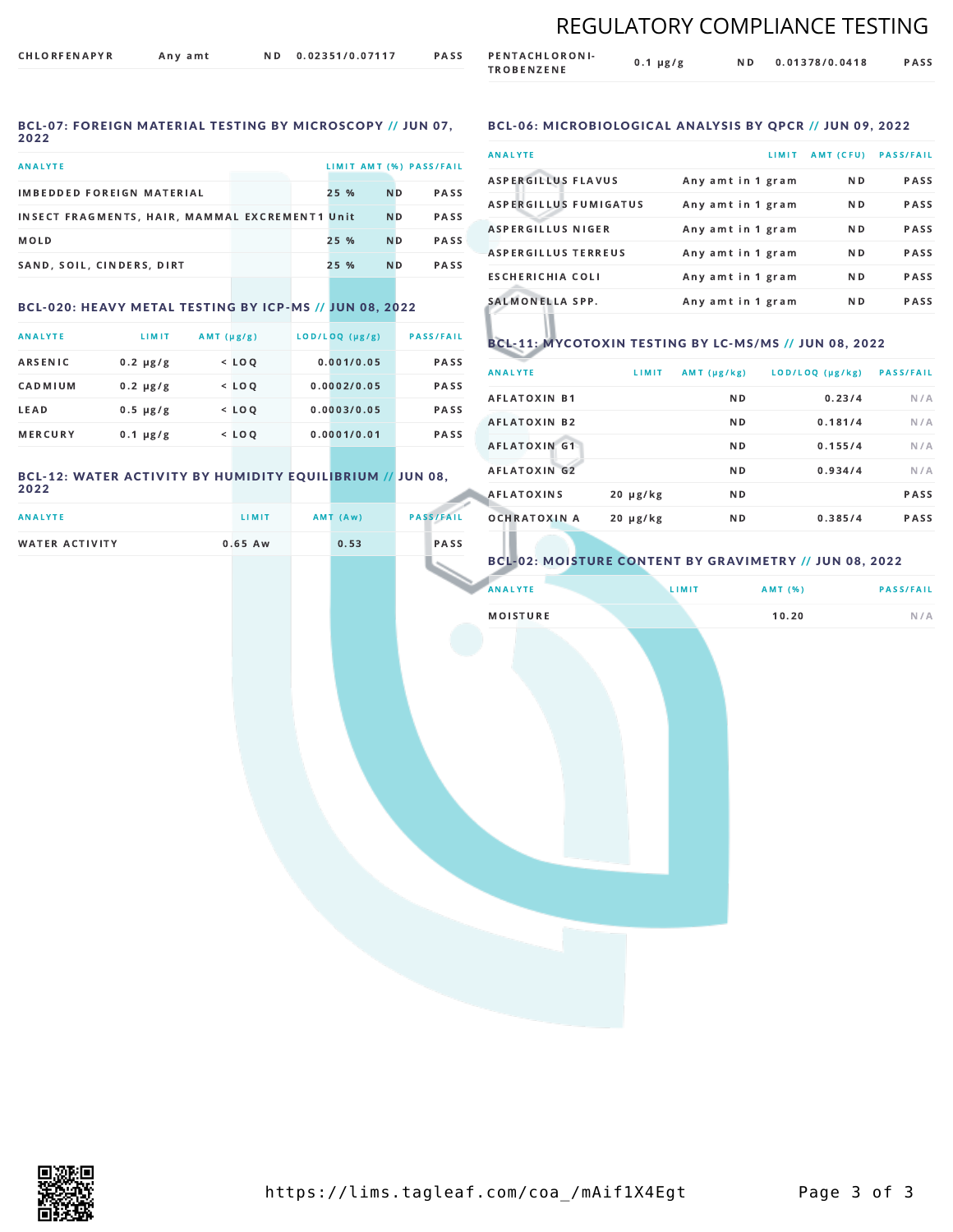# REGULATORY COMPLIANCE TESTING

| | | | | |
|---|---|---|---|---|
| CHLORFENAPYR | Any amt | ND | 0.02351/0.07117 | PASS |
| PENTACHLORONITROBENZENE | 0.1 µg/g | ND | 0.01378/0.0418 | PASS |

## BCL-07: FOREIGN MATERIAL TESTING BY MICROSCOPY // JUN 07, 2022

| ANALYTE | LIMIT | AMT (%) | PASS/FAIL |
|---|---|---|---|
| IMBEDDED FOREIGN MATERIAL | 25 % | ND | PASS |
| INSECT FRAGMENTS, HAIR, MAMMAL EXCREMENT | 1 Unit | ND | PASS |
| MOLD | 25 % | ND | PASS |
| SAND, SOIL, CINDERS, DIRT | 25 % | ND | PASS |

## BCL-020: HEAVY METAL TESTING BY ICP-MS // JUN 08, 2022

| ANALYTE | LIMIT | AMT (µg/g) | LOD/LOQ (µg/g) | PASS/FAIL |
|---|---|---|---|---|
| ARSENIC | 0.2 µg/g | < LOQ | 0.001/0.05 | PASS |
| CADMIUM | 0.2 µg/g | < LOQ | 0.0002/0.05 | PASS |
| LEAD | 0.5 µg/g | < LOQ | 0.0003/0.05 | PASS |
| MERCURY | 0.1 µg/g | < LOQ | 0.0001/0.01 | PASS |

## BCL-12: WATER ACTIVITY BY HUMIDITY EQUILIBRIUM // JUN 08, 2022

| ANALYTE | LIMIT | AMT (Aw) | PASS/FAIL |
|---|---|---|---|
| WATER ACTIVITY | 0.65 Aw | 0.53 | PASS |

## BCL-06: MICROBIOLOGICAL ANALYSIS BY QPCR // JUN 09, 2022

| ANALYTE | LIMIT | AMT (CFU) | PASS/FAIL |
|---|---|---|---|
| ASPERGILLUS FLAVUS | Any amt in 1 gram | ND | PASS |
| ASPERGILLUS FUMIGATUS | Any amt in 1 gram | ND | PASS |
| ASPERGILLUS NIGER | Any amt in 1 gram | ND | PASS |
| ASPERGILLUS TERREUS | Any amt in 1 gram | ND | PASS |
| ESCHERICHIA COLI | Any amt in 1 gram | ND | PASS |
| SALMONELLA SPP. | Any amt in 1 gram | ND | PASS |

## BCL-11: MYCOTOXIN TESTING BY LC-MS/MS // JUN 08, 2022

| ANALYTE | LIMIT | AMT (µg/kg) | LOD/LOQ (µg/kg) | PASS/FAIL |
|---|---|---|---|---|
| AFLATOXIN B1 | | ND | 0.23/4 | N/A |
| AFLATOXIN B2 | | ND | 0.181/4 | N/A |
| AFLATOXIN G1 | | ND | 0.155/4 | N/A |
| AFLATOXIN G2 | | ND | 0.934/4 | N/A |
| AFLATOXINS | 20 µg/kg | ND | | PASS |
| OCHRATOXIN A | 20 µg/kg | ND | 0.385/4 | PASS |

## BCL-02: MOISTURE CONTENT BY GRAVIMETRY // JUN 08, 2022

| ANALYTE | LIMIT | AMT (%) | PASS/FAIL |
|---|---|---|---|
| MOISTURE | | 10.20 | N/A |

https://lims.tagleaf.com/coa_/mAif1X4Egt